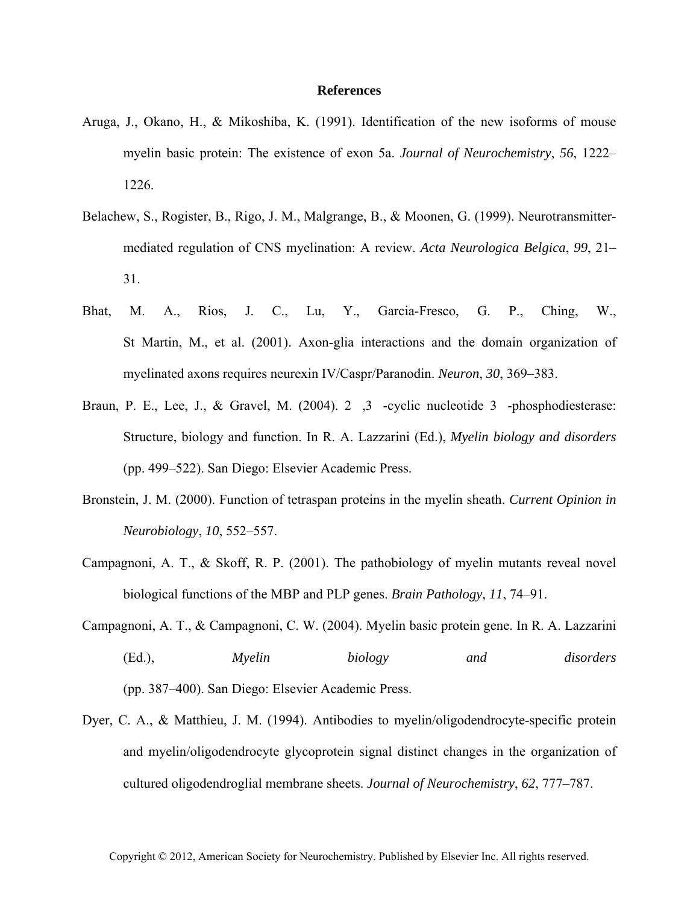# References

Aruga, J., Okano, H., & Mikoshiba, K. (1991). Identification of the new isoforms of mouse myelin basic protein: The existence of exon 5a. *Journal of Neurochemistry*, *56*, 1222–1226.

Belachew, S., Rogister, B., Rigo, J. M., Malgrange, B., & Moonen, G. (1999). Neurotransmitter-mediated regulation of CNS myelination: A review. *Acta Neurologica Belgica*, *99*, 21–31.

Bhat, M. A., Rios, J. C., Lu, Y., Garcia-Fresco, G. P., Ching, W., St Martin, M., et al. (2001). Axon-glia interactions and the domain organization of myelinated axons requires neurexin IV/Caspr/Paranodin. *Neuron*, *30*, 369–383.

Braun, P. E., Lee, J., & Gravel, M. (2004). 2 ,3 -cyclic nucleotide 3 -phosphodiesterase: Structure, biology and function. In R. A. Lazzarini (Ed.), *Myelin biology and disorders* (pp. 499–522). San Diego: Elsevier Academic Press.

Bronstein, J. M. (2000). Function of tetraspan proteins in the myelin sheath. *Current Opinion in Neurobiology*, *10*, 552–557.

Campagnoni, A. T., & Skoff, R. P. (2001). The pathobiology of myelin mutants reveal novel biological functions of the MBP and PLP genes. *Brain Pathology*, *11*, 74–91.

Campagnoni, A. T., & Campagnoni, C. W. (2004). Myelin basic protein gene. In R. A. Lazzarini (Ed.), *Myelin biology and disorders* (pp. 387–400). San Diego: Elsevier Academic Press.

Dyer, C. A., & Matthieu, J. M. (1994). Antibodies to myelin/oligodendrocyte-specific protein and myelin/oligodendrocyte glycoprotein signal distinct changes in the organization of cultured oligodendroglial membrane sheets. *Journal of Neurochemistry*, *62*, 777–787.

Copyright © 2012, American Society for Neurochemistry. Published by Elsevier Inc. All rights reserved.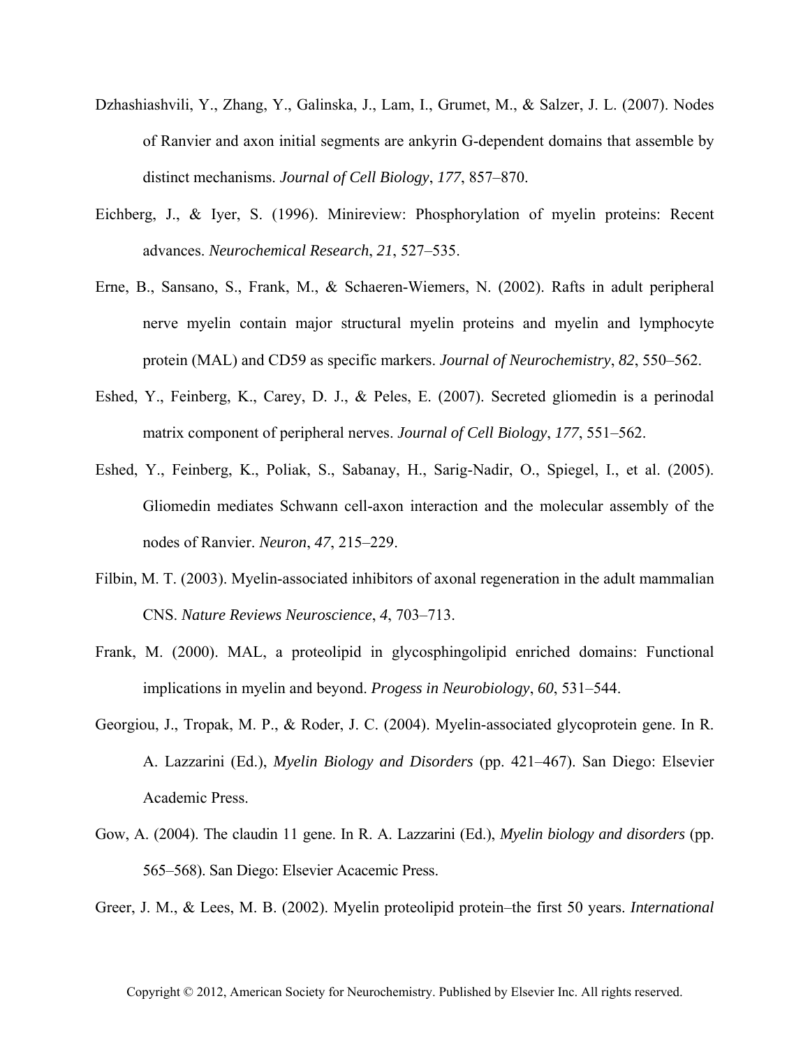Dzhashiashvili, Y., Zhang, Y., Galinska, J., Lam, I., Grumet, M., & Salzer, J. L. (2007). Nodes of Ranvier and axon initial segments are ankyrin G-dependent domains that assemble by distinct mechanisms. *Journal of Cell Biology*, *177*, 857–870.

Eichberg, J., & Iyer, S. (1996). Minireview: Phosphorylation of myelin proteins: Recent advances. *Neurochemical Research*, *21*, 527–535.

Erne, B., Sansano, S., Frank, M., & Schaeren-Wiemers, N. (2002). Rafts in adult peripheral nerve myelin contain major structural myelin proteins and myelin and lymphocyte protein (MAL) and CD59 as specific markers. *Journal of Neurochemistry*, *82*, 550–562.

Eshed, Y., Feinberg, K., Carey, D. J., & Peles, E. (2007). Secreted gliomedin is a perinodal matrix component of peripheral nerves. *Journal of Cell Biology*, *177*, 551–562.

Eshed, Y., Feinberg, K., Poliak, S., Sabanay, H., Sarig-Nadir, O., Spiegel, I., et al. (2005). Gliomedin mediates Schwann cell-axon interaction and the molecular assembly of the nodes of Ranvier. *Neuron*, *47*, 215–229.

Filbin, M. T. (2003). Myelin-associated inhibitors of axonal regeneration in the adult mammalian CNS. *Nature Reviews Neuroscience*, *4*, 703–713.

Frank, M. (2000). MAL, a proteolipid in glycosphingolipid enriched domains: Functional implications in myelin and beyond. *Progess in Neurobiology*, *60*, 531–544.

Georgiou, J., Tropak, M. P., & Roder, J. C. (2004). Myelin-associated glycoprotein gene. In R. A. Lazzarini (Ed.), *Myelin Biology and Disorders* (pp. 421–467). San Diego: Elsevier Academic Press.

Gow, A. (2004). The claudin 11 gene. In R. A. Lazzarini (Ed.), *Myelin biology and disorders* (pp. 565–568). San Diego: Elsevier Acacemic Press.

Greer, J. M., & Lees, M. B. (2002). Myelin proteolipid protein–the first 50 years. *International*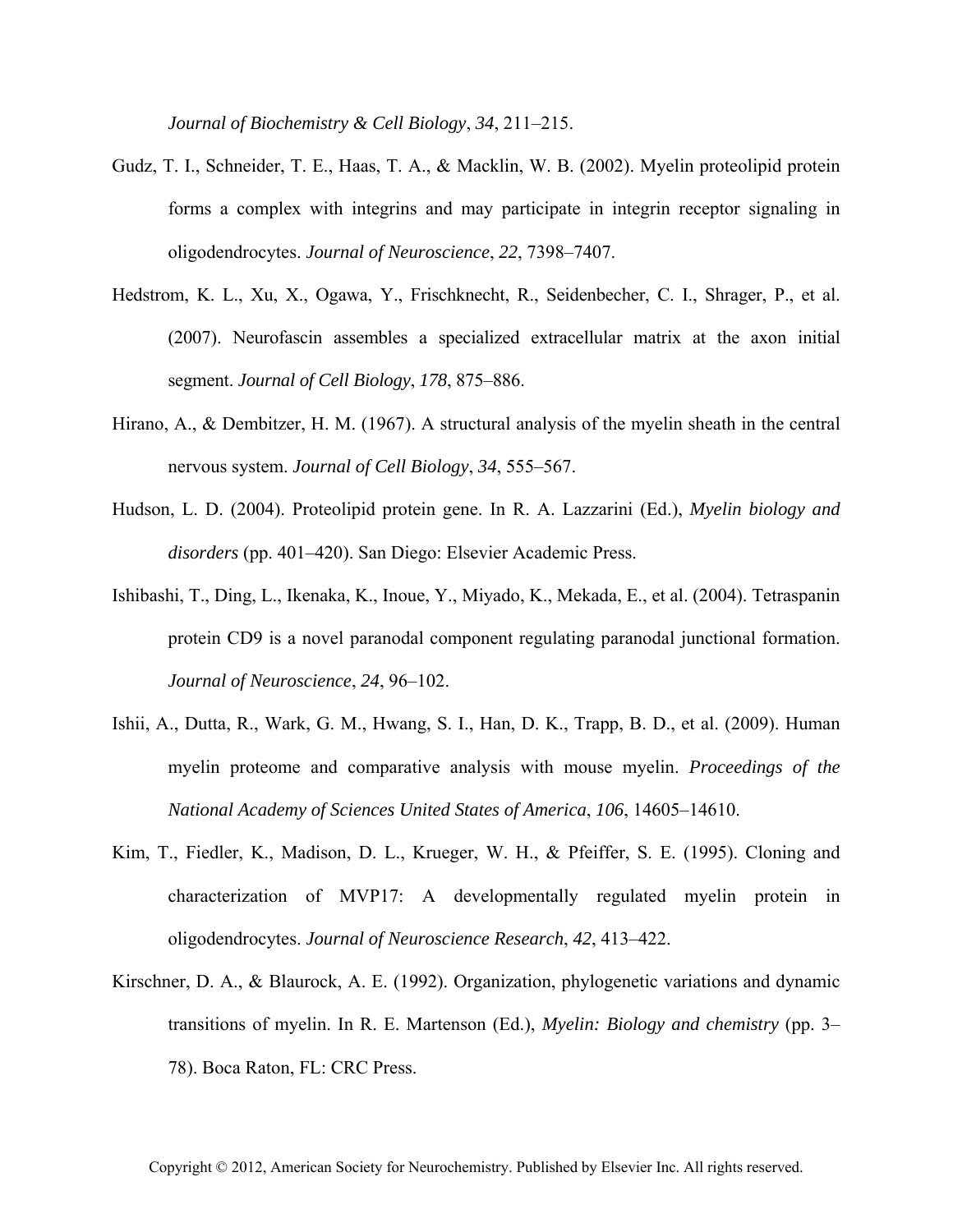*Journal of Biochemistry & Cell Biology*, *34*, 211–215.

Gudz, T. I., Schneider, T. E., Haas, T. A., & Macklin, W. B. (2002). Myelin proteolipid protein forms a complex with integrins and may participate in integrin receptor signaling in oligodendrocytes. *Journal of Neuroscience*, *22*, 7398–7407.

Hedstrom, K. L., Xu, X., Ogawa, Y., Frischknecht, R., Seidenbecher, C. I., Shrager, P., et al. (2007). Neurofascin assembles a specialized extracellular matrix at the axon initial segment. *Journal of Cell Biology*, *178*, 875–886.

Hirano, A., & Dembitzer, H. M. (1967). A structural analysis of the myelin sheath in the central nervous system. *Journal of Cell Biology*, *34*, 555–567.

Hudson, L. D. (2004). Proteolipid protein gene. In R. A. Lazzarini (Ed.), *Myelin biology and disorders* (pp. 401–420). San Diego: Elsevier Academic Press.

Ishibashi, T., Ding, L., Ikenaka, K., Inoue, Y., Miyado, K., Mekada, E., et al. (2004). Tetraspanin protein CD9 is a novel paranodal component regulating paranodal junctional formation. *Journal of Neuroscience*, *24*, 96–102.

Ishii, A., Dutta, R., Wark, G. M., Hwang, S. I., Han, D. K., Trapp, B. D., et al. (2009). Human myelin proteome and comparative analysis with mouse myelin. *Proceedings of the National Academy of Sciences United States of America*, *106*, 14605–14610.

Kim, T., Fiedler, K., Madison, D. L., Krueger, W. H., & Pfeiffer, S. E. (1995). Cloning and characterization of MVP17: A developmentally regulated myelin protein in oligodendrocytes. *Journal of Neuroscience Research*, *42*, 413–422.

Kirschner, D. A., & Blaurock, A. E. (1992). Organization, phylogenetic variations and dynamic transitions of myelin. In R. E. Martenson (Ed.), *Myelin: Biology and chemistry* (pp. 3–78). Boca Raton, FL: CRC Press.

Copyright © 2012, American Society for Neurochemistry. Published by Elsevier Inc. All rights reserved.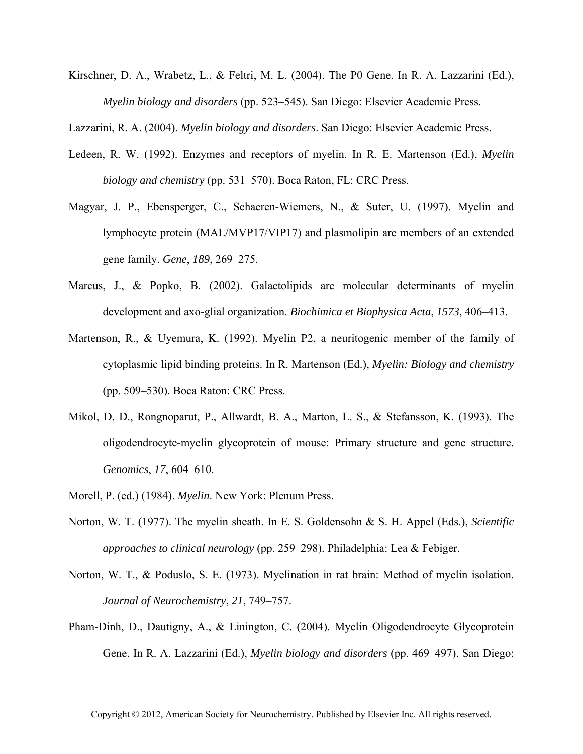Kirschner, D. A., Wrabetz, L., & Feltri, M. L. (2004). The P0 Gene. In R. A. Lazzarini (Ed.), *Myelin biology and disorders* (pp. 523–545). San Diego: Elsevier Academic Press.

Lazzarini, R. A. (2004). *Myelin biology and disorders*. San Diego: Elsevier Academic Press.

Ledeen, R. W. (1992). Enzymes and receptors of myelin. In R. E. Martenson (Ed.), *Myelin biology and chemistry* (pp. 531–570). Boca Raton, FL: CRC Press.

Magyar, J. P., Ebensperger, C., Schaeren-Wiemers, N., & Suter, U. (1997). Myelin and lymphocyte protein (MAL/MVP17/VIP17) and plasmolipin are members of an extended gene family. *Gene*, *189*, 269–275.

Marcus, J., & Popko, B. (2002). Galactolipids are molecular determinants of myelin development and axo-glial organization. *Biochimica et Biophysica Acta*, *1573*, 406–413.

Martenson, R., & Uyemura, K. (1992). Myelin P2, a neuritogenic member of the family of cytoplasmic lipid binding proteins. In R. Martenson (Ed.), *Myelin: Biology and chemistry* (pp. 509–530). Boca Raton: CRC Press.

Mikol, D. D., Rongnoparut, P., Allwardt, B. A., Marton, L. S., & Stefansson, K. (1993). The oligodendrocyte-myelin glycoprotein of mouse: Primary structure and gene structure. *Genomics*, *17*, 604–610.

Morell, P. (ed.) (1984). *Myelin*. New York: Plenum Press.

Norton, W. T. (1977). The myelin sheath. In E. S. Goldensohn & S. H. Appel (Eds.), *Scientific approaches to clinical neurology* (pp. 259–298). Philadelphia: Lea & Febiger.

Norton, W. T., & Poduslo, S. E. (1973). Myelination in rat brain: Method of myelin isolation. *Journal of Neurochemistry*, *21*, 749–757.

Pham-Dinh, D., Dautigny, A., & Linington, C. (2004). Myelin Oligodendrocyte Glycoprotein Gene. In R. A. Lazzarini (Ed.), *Myelin biology and disorders* (pp. 469–497). San Diego: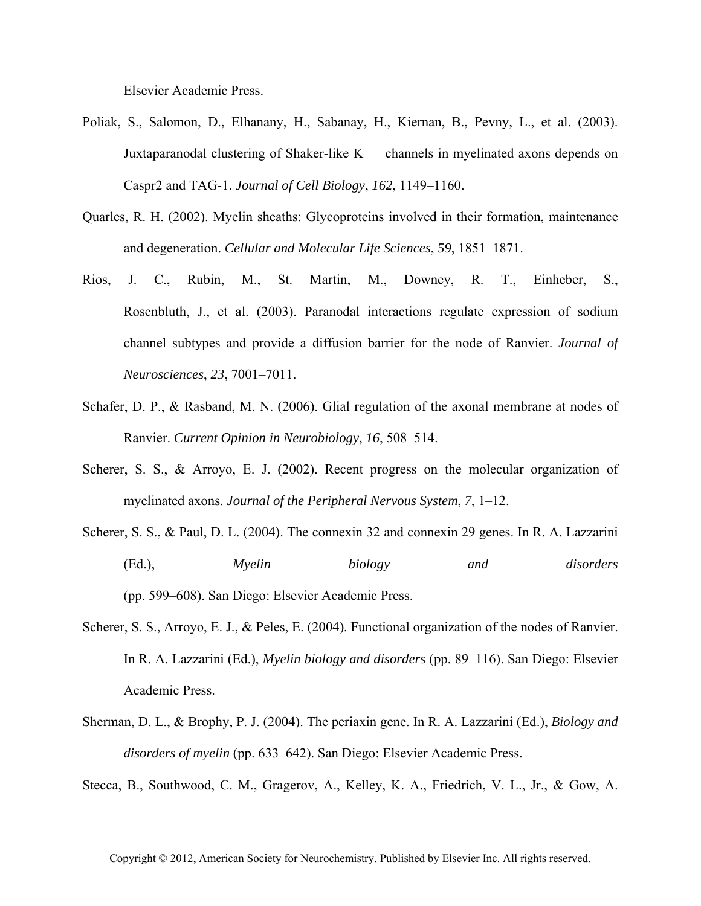Elsevier Academic Press.

Poliak, S., Salomon, D., Elhanany, H., Sabanay, H., Kiernan, B., Pevny, L., et al. (2003). Juxtaparanodal clustering of Shaker-like K channels in myelinated axons depends on Caspr2 and TAG-1. *Journal of Cell Biology*, *162*, 1149–1160.

Quarles, R. H. (2002). Myelin sheaths: Glycoproteins involved in their formation, maintenance and degeneration. *Cellular and Molecular Life Sciences*, *59*, 1851–1871.

Rios, J. C., Rubin, M., St. Martin, M., Downey, R. T., Einheber, S., Rosenbluth, J., et al. (2003). Paranodal interactions regulate expression of sodium channel subtypes and provide a diffusion barrier for the node of Ranvier. *Journal of Neurosciences*, *23*, 7001–7011.

Schafer, D. P., & Rasband, M. N. (2006). Glial regulation of the axonal membrane at nodes of Ranvier. *Current Opinion in Neurobiology*, *16*, 508–514.

Scherer, S. S., & Arroyo, E. J. (2002). Recent progress on the molecular organization of myelinated axons. *Journal of the Peripheral Nervous System*, *7*, 1–12.

Scherer, S. S., & Paul, D. L. (2004). The connexin 32 and connexin 29 genes. In R. A. Lazzarini (Ed.), *Myelin biology and disorders* (pp. 599–608). San Diego: Elsevier Academic Press.

Scherer, S. S., Arroyo, E. J., & Peles, E. (2004). Functional organization of the nodes of Ranvier. In R. A. Lazzarini (Ed.), *Myelin biology and disorders* (pp. 89–116). San Diego: Elsevier Academic Press.

Sherman, D. L., & Brophy, P. J. (2004). The periaxin gene. In R. A. Lazzarini (Ed.), *Biology and disorders of myelin* (pp. 633–642). San Diego: Elsevier Academic Press.

Stecca, B., Southwood, C. M., Gragerov, A., Kelley, K. A., Friedrich, V. L., Jr., & Gow, A.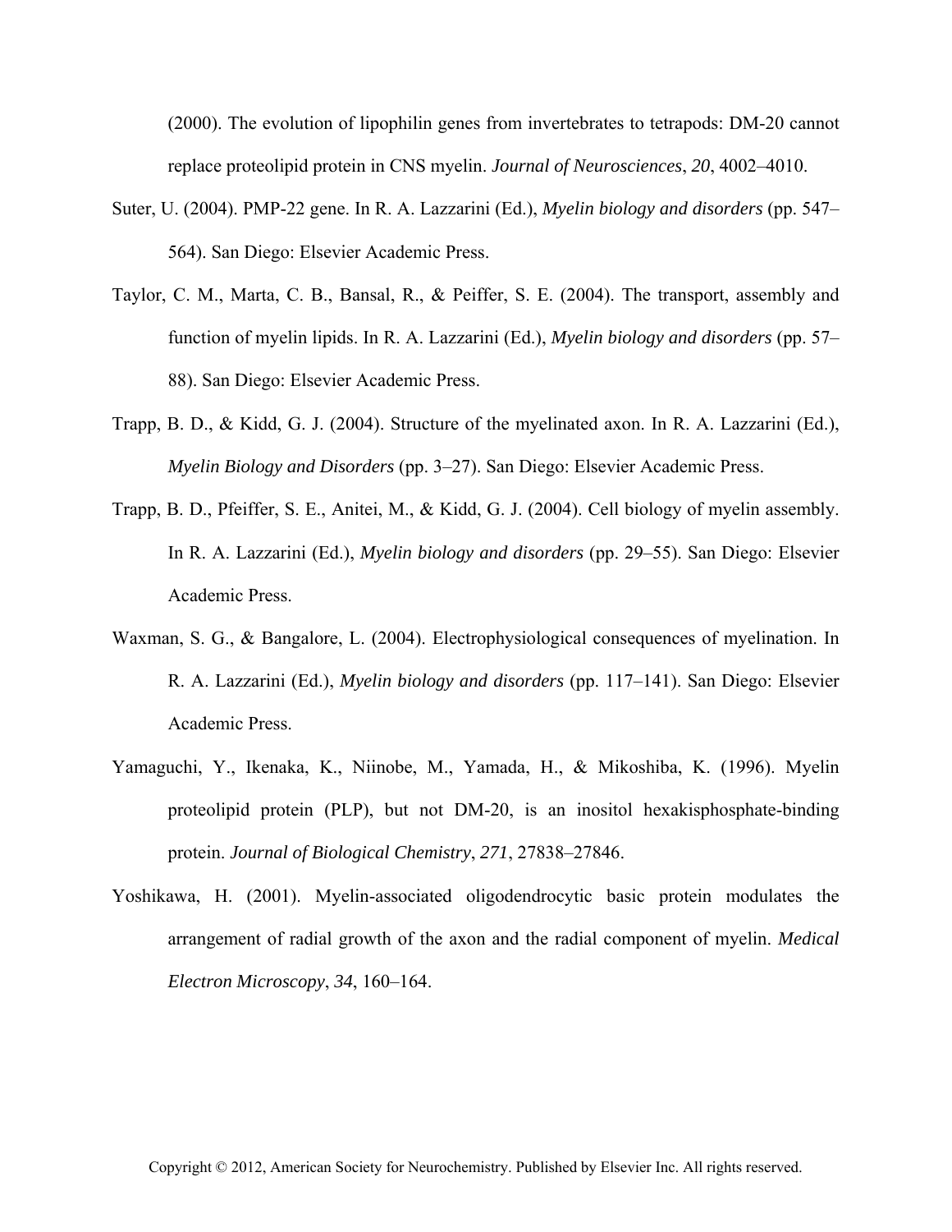(2000). The evolution of lipophilin genes from invertebrates to tetrapods: DM-20 cannot replace proteolipid protein in CNS myelin. *Journal of Neurosciences*, *20*, 4002–4010.

Suter, U. (2004). PMP-22 gene. In R. A. Lazzarini (Ed.), *Myelin biology and disorders* (pp. 547–564). San Diego: Elsevier Academic Press.

Taylor, C. M., Marta, C. B., Bansal, R., & Peiffer, S. E. (2004). The transport, assembly and function of myelin lipids. In R. A. Lazzarini (Ed.), *Myelin biology and disorders* (pp. 57–88). San Diego: Elsevier Academic Press.

Trapp, B. D., & Kidd, G. J. (2004). Structure of the myelinated axon. In R. A. Lazzarini (Ed.), *Myelin Biology and Disorders* (pp. 3–27). San Diego: Elsevier Academic Press.

Trapp, B. D., Pfeiffer, S. E., Anitei, M., & Kidd, G. J. (2004). Cell biology of myelin assembly. In R. A. Lazzarini (Ed.), *Myelin biology and disorders* (pp. 29–55). San Diego: Elsevier Academic Press.

Waxman, S. G., & Bangalore, L. (2004). Electrophysiological consequences of myelination. In R. A. Lazzarini (Ed.), *Myelin biology and disorders* (pp. 117–141). San Diego: Elsevier Academic Press.

Yamaguchi, Y., Ikenaka, K., Niinobe, M., Yamada, H., & Mikoshiba, K. (1996). Myelin proteolipid protein (PLP), but not DM-20, is an inositol hexakisphosphate-binding protein. *Journal of Biological Chemistry*, *271*, 27838–27846.

Yoshikawa, H. (2001). Myelin-associated oligodendrocytic basic protein modulates the arrangement of radial growth of the axon and the radial component of myelin. *Medical Electron Microscopy*, *34*, 160–164.

Copyright © 2012, American Society for Neurochemistry. Published by Elsevier Inc. All rights reserved.